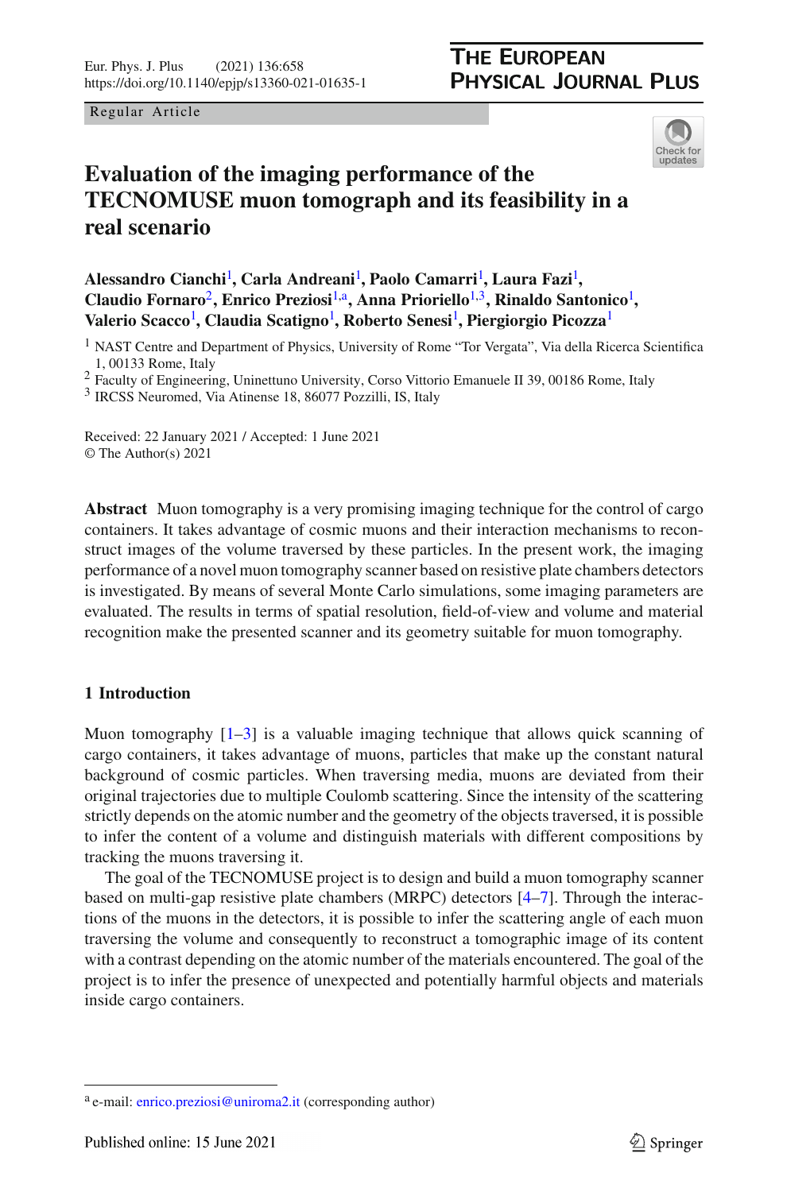Regular Article

# Evaluation of the imaging performance of the TECNOMUSE muon tomograph and its feasibility in a real scenario

**Alessandro Cianchi**[1], **Carla Andreani**[1], **Paolo Camarri**[1], **Laura Fazi**[1], **Claudio Fornaro**[2], **Enrico Preziosi**[1,a], **Anna Prioriello**[1,3], **Rinaldo Santonico**[1], **Valerio Scacco**[1], **Claudia Scatigno**[1], **Roberto Senesi**[1], **Piergiorgio Picozza**[1]

[1] NAST Centre and Department of Physics, University of Rome "Tor Vergata", Via della Ricerca Scientifica 1, 00133 Rome, Italy
[2] Faculty of Engineering, Uninettuno University, Corso Vittorio Emanuele II 39, 00186 Rome, Italy
[3] IRCSS Neuromed, Via Atinense 18, 86077 Pozzilli, IS, Italy

Received: 22 January 2021 / Accepted: 1 June 2021
© The Author(s) 2021

**Abstract** Muon tomography is a very promising imaging technique for the control of cargo containers. It takes advantage of cosmic muons and their interaction mechanisms to reconstruct images of the volume traversed by these particles. In the present work, the imaging performance of a novel muon tomography scanner based on resistive plate chambers detectors is investigated. By means of several Monte Carlo simulations, some imaging parameters are evaluated. The results in terms of spatial resolution, field-of-view and volume and material recognition make the presented scanner and its geometry suitable for muon tomography.

## 1 Introduction

Muon tomography [1–3] is a valuable imaging technique that allows quick scanning of cargo containers, it takes advantage of muons, particles that make up the constant natural background of cosmic particles. When traversing media, muons are deviated from their original trajectories due to multiple Coulomb scattering. Since the intensity of the scattering strictly depends on the atomic number and the geometry of the objects traversed, it is possible to infer the content of a volume and distinguish materials with different compositions by tracking the muons traversing it.

The goal of the TECNOMUSE project is to design and build a muon tomography scanner based on multi-gap resistive plate chambers (MRPC) detectors [4–7]. Through the interactions of the muons in the detectors, it is possible to infer the scattering angle of each muon traversing the volume and consequently to reconstruct a tomographic image of its content with a contrast depending on the atomic number of the materials encountered. The goal of the project is to infer the presence of unexpected and potentially harmful objects and materials inside cargo containers.

[a] e-mail: enrico.preziosi@uniroma2.it (corresponding author)

Published online: 15 June 2021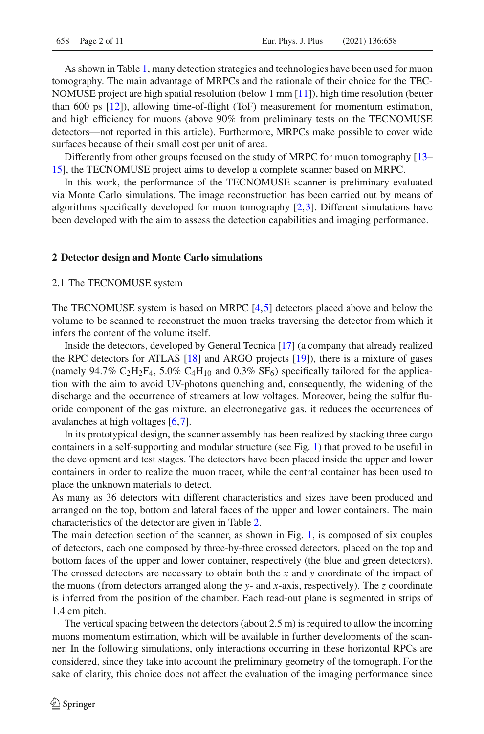As shown in Table 1, many detection strategies and technologies have been used for muon tomography. The main advantage of MRPCs and the rationale of their choice for the TECNOMUSE project are high spatial resolution (below 1 mm [11]), high time resolution (better than 600 ps [12]), allowing time-of-flight (ToF) measurement for momentum estimation, and high efficiency for muons (above 90% from preliminary tests on the TECNOMUSE detectors—not reported in this article). Furthermore, MRPCs make possible to cover wide surfaces because of their small cost per unit of area.

Differently from other groups focused on the study of MRPC for muon tomography [13–15], the TECNOMUSE project aims to develop a complete scanner based on MRPC.

In this work, the performance of the TECNOMUSE scanner is preliminary evaluated via Monte Carlo simulations. The image reconstruction has been carried out by means of algorithms specifically developed for muon tomography [2,3]. Different simulations have been developed with the aim to assess the detection capabilities and imaging performance.

## 2 Detector design and Monte Carlo simulations

### 2.1 The TECNOMUSE system

The TECNOMUSE system is based on MRPC [4,5] detectors placed above and below the volume to be scanned to reconstruct the muon tracks traversing the detector from which it infers the content of the volume itself.

Inside the detectors, developed by General Tecnica [17] (a company that already realized the RPC detectors for ATLAS [18] and ARGO projects [19]), there is a mixture of gases (namely 94.7% $C_2H_2F_4$, 5.0% $C_4H_{10}$ and 0.3% $SF_6$) specifically tailored for the application with the aim to avoid UV-photons quenching and, consequently, the widening of the discharge and the occurrence of streamers at low voltages. Moreover, being the sulfur fluoride component of the gas mixture, an electronegative gas, it reduces the occurrences of avalanches at high voltages [6,7].

In its prototypical design, the scanner assembly has been realized by stacking three cargo containers in a self-supporting and modular structure (see Fig. 1) that proved to be useful in the development and test stages. The detectors have been placed inside the upper and lower containers in order to realize the muon tracer, while the central container has been used to place the unknown materials to detect.

As many as 36 detectors with different characteristics and sizes have been produced and arranged on the top, bottom and lateral faces of the upper and lower containers. The main characteristics of the detector are given in Table 2.

The main detection section of the scanner, as shown in Fig. 1, is composed of six couples of detectors, each one composed by three-by-three crossed detectors, placed on the top and bottom faces of the upper and lower container, respectively (the blue and green detectors). The crossed detectors are necessary to obtain both the $x$ and $y$ coordinate of the impact of the muons (from detectors arranged along the $y$- and $x$-axis, respectively). The $z$ coordinate is inferred from the position of the chamber. Each read-out plane is segmented in strips of 1.4 cm pitch.

The vertical spacing between the detectors (about 2.5 m) is required to allow the incoming muons momentum estimation, which will be available in further developments of the scanner. In the following simulations, only interactions occurring in these horizontal RPCs are considered, since they take into account the preliminary geometry of the tomograph. For the sake of clarity, this choice does not affect the evaluation of the imaging performance since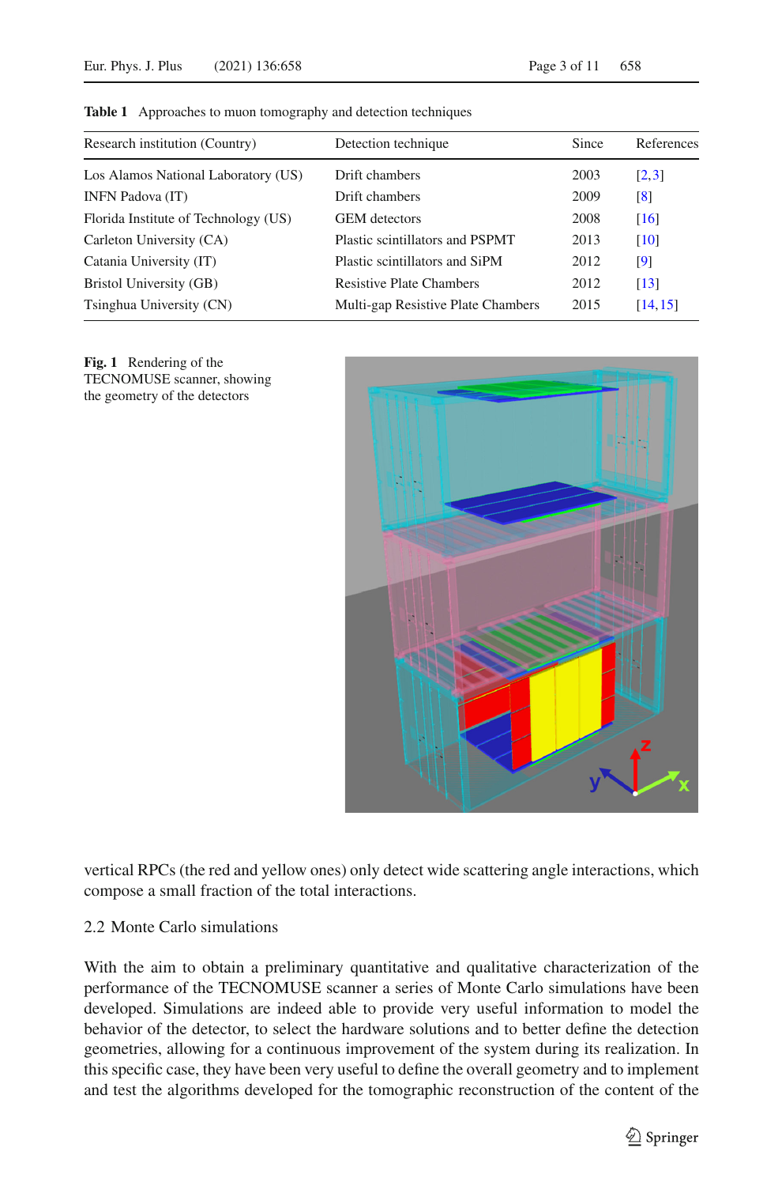**Table 1** Approaches to muon tomography and detection techniques

| Research institution (Country) | Detection technique | Since | References |
|---|---|---|---|
| Los Alamos National Laboratory (US) | Drift chambers | 2003 | [2,3] |
| INFN Padova (IT) | Drift chambers | 2009 | [8] |
| Florida Institute of Technology (US) | GEM detectors | 2008 | [16] |
| Carleton University (CA) | Plastic scintillators and PSPMT | 2013 | [10] |
| Catania University (IT) | Plastic scintillators and SiPM | 2012 | [9] |
| Bristol University (GB) | Resistive Plate Chambers | 2012 | [13] |
| Tsinghua University (CN) | Multi-gap Resistive Plate Chambers | 2015 | [14,15] |

**Fig. 1** Rendering of the TECNOMUSE scanner, showing the geometry of the detectors

vertical RPCs (the red and yellow ones) only detect wide scattering angle interactions, which compose a small fraction of the total interactions.

### 2.2 Monte Carlo simulations

With the aim to obtain a preliminary quantitative and qualitative characterization of the performance of the TECNOMUSE scanner a series of Monte Carlo simulations have been developed. Simulations are indeed able to provide very useful information to model the behavior of the detector, to select the hardware solutions and to better define the detection geometries, allowing for a continuous improvement of the system during its realization. In this specific case, they have been very useful to define the overall geometry and to implement and test the algorithms developed for the tomographic reconstruction of the content of the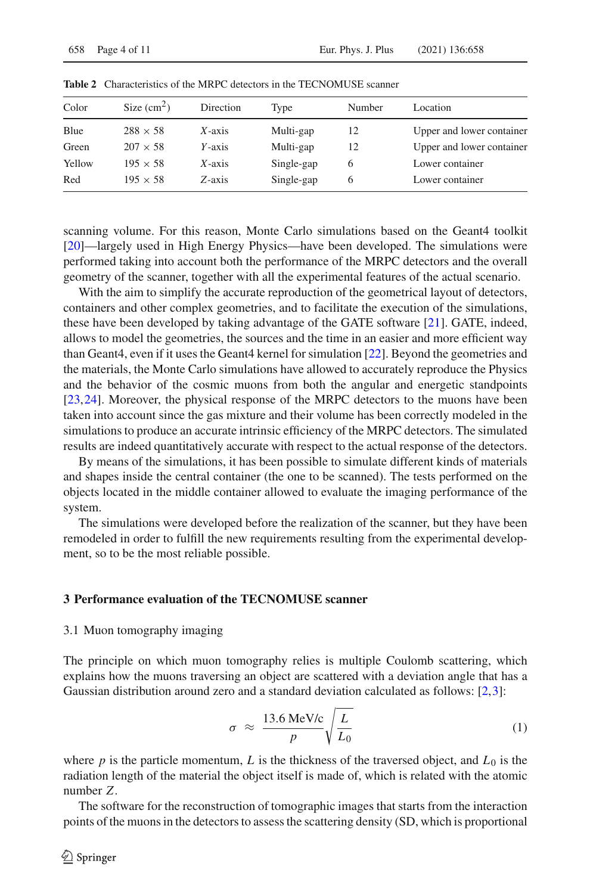**Table 2** Characteristics of the MRPC detectors in the TECNOMUSE scanner

| Color | Size ($cm^2$) | Direction | Type | Number | Location |
|---|---|---|---|---|---|
| Blue | 288 × 58 | *X*-axis | Multi-gap | 12 | Upper and lower container |
| Green | 207 × 58 | *Y*-axis | Multi-gap | 12 | Upper and lower container |
| Yellow | 195 × 58 | *X*-axis | Single-gap | 6 | Lower container |
| Red | 195 × 58 | *Z*-axis | Single-gap | 6 | Lower container |

scanning volume. For this reason, Monte Carlo simulations based on the Geant4 toolkit [20]—largely used in High Energy Physics—have been developed. The simulations were performed taking into account both the performance of the MRPC detectors and the overall geometry of the scanner, together with all the experimental features of the actual scenario.

With the aim to simplify the accurate reproduction of the geometrical layout of detectors, containers and other complex geometries, and to facilitate the execution of the simulations, these have been developed by taking advantage of the GATE software [21]. GATE, indeed, allows to model the geometries, the sources and the time in an easier and more efficient way than Geant4, even if it uses the Geant4 kernel for simulation [22]. Beyond the geometries and the materials, the Monte Carlo simulations have allowed to accurately reproduce the Physics and the behavior of the cosmic muons from both the angular and energetic standpoints [23,24]. Moreover, the physical response of the MRPC detectors to the muons have been taken into account since the gas mixture and their volume has been correctly modeled in the simulations to produce an accurate intrinsic efficiency of the MRPC detectors. The simulated results are indeed quantitatively accurate with respect to the actual response of the detectors.

By means of the simulations, it has been possible to simulate different kinds of materials and shapes inside the central container (the one to be scanned). The tests performed on the objects located in the middle container allowed to evaluate the imaging performance of the system.

The simulations were developed before the realization of the scanner, but they have been remodeled in order to fulfill the new requirements resulting from the experimental development, so to be the most reliable possible.

## 3 Performance evaluation of the TECNOMUSE scanner

### 3.1 Muon tomography imaging

The principle on which muon tomography relies is multiple Coulomb scattering, which explains how the muons traversing an object are scattered with a deviation angle that has a Gaussian distribution around zero and a standard deviation calculated as follows: [2,3]:

$$\sigma \approx \frac{13.6\ \text{MeV/c}}{p}\sqrt{\frac{L}{L_0}} \tag{1}$$

where $p$ is the particle momentum, $L$ is the thickness of the traversed object, and $L_0$ is the radiation length of the material the object itself is made of, which is related with the atomic number $Z$.

The software for the reconstruction of tomographic images that starts from the interaction points of the muons in the detectors to assess the scattering density (SD, which is proportional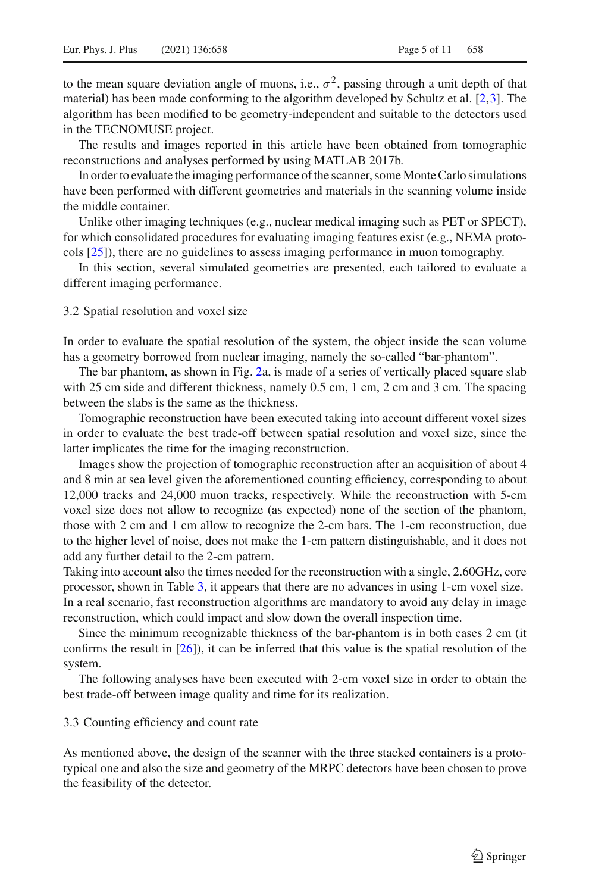to the mean square deviation angle of muons, i.e., $\sigma^2$, passing through a unit depth of that material) has been made conforming to the algorithm developed by Schultz et al. [2,3]. The algorithm has been modified to be geometry-independent and suitable to the detectors used in the TECNOMUSE project.

The results and images reported in this article have been obtained from tomographic reconstructions and analyses performed by using MATLAB 2017b.

In order to evaluate the imaging performance of the scanner, some Monte Carlo simulations have been performed with different geometries and materials in the scanning volume inside the middle container.

Unlike other imaging techniques (e.g., nuclear medical imaging such as PET or SPECT), for which consolidated procedures for evaluating imaging features exist (e.g., NEMA protocols [25]), there are no guidelines to assess imaging performance in muon tomography.

In this section, several simulated geometries are presented, each tailored to evaluate a different imaging performance.

### 3.2 Spatial resolution and voxel size

In order to evaluate the spatial resolution of the system, the object inside the scan volume has a geometry borrowed from nuclear imaging, namely the so-called "bar-phantom".

The bar phantom, as shown in Fig. 2a, is made of a series of vertically placed square slab with 25 cm side and different thickness, namely 0.5 cm, 1 cm, 2 cm and 3 cm. The spacing between the slabs is the same as the thickness.

Tomographic reconstruction have been executed taking into account different voxel sizes in order to evaluate the best trade-off between spatial resolution and voxel size, since the latter implicates the time for the imaging reconstruction.

Images show the projection of tomographic reconstruction after an acquisition of about 4 and 8 min at sea level given the aforementioned counting efficiency, corresponding to about 12,000 tracks and 24,000 muon tracks, respectively. While the reconstruction with 5-cm voxel size does not allow to recognize (as expected) none of the section of the phantom, those with 2 cm and 1 cm allow to recognize the 2-cm bars. The 1-cm reconstruction, due to the higher level of noise, does not make the 1-cm pattern distinguishable, and it does not add any further detail to the 2-cm pattern.

Taking into account also the times needed for the reconstruction with a single, 2.60GHz, core processor, shown in Table 3, it appears that there are no advances in using 1-cm voxel size. In a real scenario, fast reconstruction algorithms are mandatory to avoid any delay in image reconstruction, which could impact and slow down the overall inspection time.

Since the minimum recognizable thickness of the bar-phantom is in both cases 2 cm (it confirms the result in [26]), it can be inferred that this value is the spatial resolution of the system.

The following analyses have been executed with 2-cm voxel size in order to obtain the best trade-off between image quality and time for its realization.

### 3.3 Counting efficiency and count rate

As mentioned above, the design of the scanner with the three stacked containers is a prototypical one and also the size and geometry of the MRPC detectors have been chosen to prove the feasibility of the detector.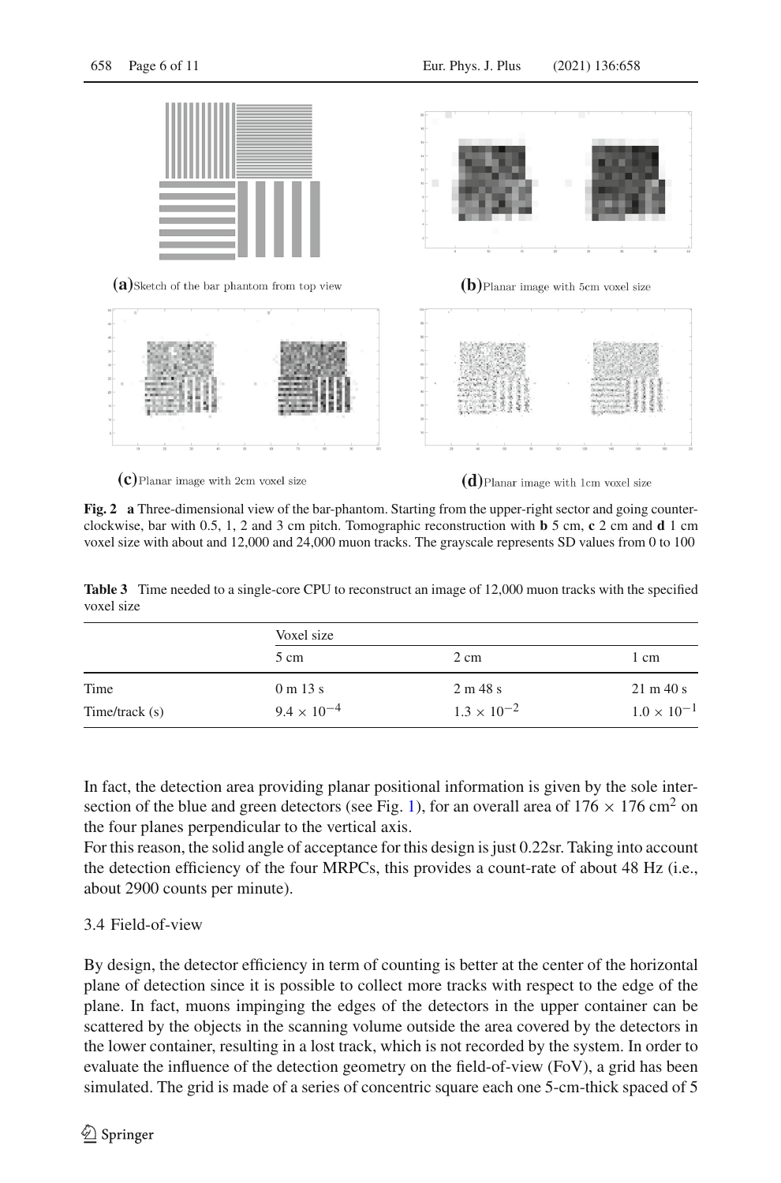(**a**) Sketch of the bar phantom from top view

(**b**) Planar image with 5cm voxel size

(**c**) Planar image with 2cm voxel size

(**d**) Planar image with 1cm voxel size

**Fig. 2** **a** Three-dimensional view of the bar-phantom. Starting from the upper-right sector and going counter-clockwise, bar with 0.5, 1, 2 and 3 cm pitch. Tomographic reconstruction with **b** 5 cm, **c** 2 cm and **d** 1 cm voxel size with about and 12,000 and 24,000 muon tracks. The grayscale represents SD values from 0 to 100

**Table 3** Time needed to a single-core CPU to reconstruct an image of 12,000 muon tracks with the specified voxel size

| | Voxel size | | |
|---|---|---|---|
| | 5 cm | 2 cm | 1 cm |
| Time | 0 m 13 s | 2 m 48 s | 21 m 40 s |
| Time/track (s) | $9.4 \times 10^{-4}$ | $1.3 \times 10^{-2}$ | $1.0 \times 10^{-1}$ |

In fact, the detection area providing planar positional information is given by the sole intersection of the blue and green detectors (see Fig. 1), for an overall area of $176 \times 176$ cm$^2$ on the four planes perpendicular to the vertical axis.

For this reason, the solid angle of acceptance for this design is just 0.22sr. Taking into account the detection efficiency of the four MRPCs, this provides a count-rate of about 48 Hz (i.e., about 2900 counts per minute).

### 3.4 Field-of-view

By design, the detector efficiency in term of counting is better at the center of the horizontal plane of detection since it is possible to collect more tracks with respect to the edge of the plane. In fact, muons impinging the edges of the detectors in the upper container can be scattered by the objects in the scanning volume outside the area covered by the detectors in the lower container, resulting in a lost track, which is not recorded by the system. In order to evaluate the influence of the detection geometry on the field-of-view (FoV), a grid has been simulated. The grid is made of a series of concentric square each one 5-cm-thick spaced of 5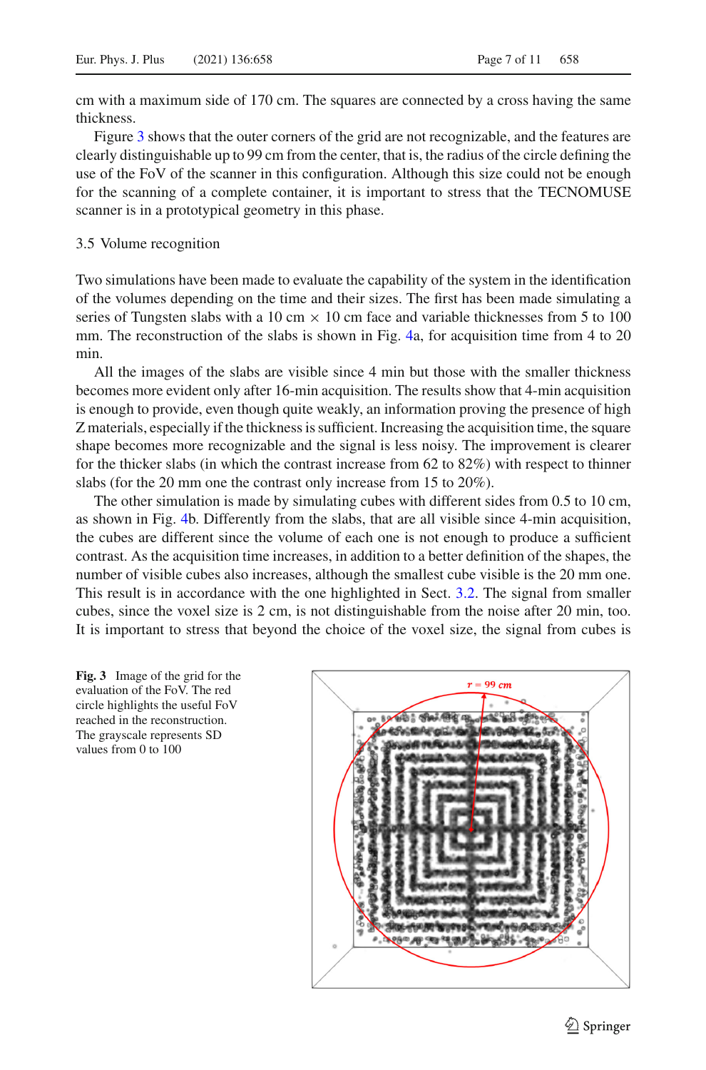cm with a maximum side of 170 cm. The squares are connected by a cross having the same thickness.

Figure 3 shows that the outer corners of the grid are not recognizable, and the features are clearly distinguishable up to 99 cm from the center, that is, the radius of the circle defining the use of the FoV of the scanner in this configuration. Although this size could not be enough for the scanning of a complete container, it is important to stress that the TECNOMUSE scanner is in a prototypical geometry in this phase.

### 3.5 Volume recognition

Two simulations have been made to evaluate the capability of the system in the identification of the volumes depending on the time and their sizes. The first has been made simulating a series of Tungsten slabs with a 10 cm $\times$ 10 cm face and variable thicknesses from 5 to 100 mm. The reconstruction of the slabs is shown in Fig. 4a, for acquisition time from 4 to 20 min.

All the images of the slabs are visible since 4 min but those with the smaller thickness becomes more evident only after 16-min acquisition. The results show that 4-min acquisition is enough to provide, even though quite weakly, an information proving the presence of high Z materials, especially if the thickness is sufficient. Increasing the acquisition time, the square shape becomes more recognizable and the signal is less noisy. The improvement is clearer for the thicker slabs (in which the contrast increase from 62 to 82%) with respect to thinner slabs (for the 20 mm one the contrast only increase from 15 to 20%).

The other simulation is made by simulating cubes with different sides from 0.5 to 10 cm, as shown in Fig. 4b. Differently from the slabs, that are all visible since 4-min acquisition, the cubes are different since the volume of each one is not enough to produce a sufficient contrast. As the acquisition time increases, in addition to a better definition of the shapes, the number of visible cubes also increases, although the smallest cube visible is the 20 mm one. This result is in accordance with the one highlighted in Sect. 3.2. The signal from smaller cubes, since the voxel size is 2 cm, is not distinguishable from the noise after 20 min, too. It is important to stress that beyond the choice of the voxel size, the signal from cubes is

**Fig. 3** Image of the grid for the evaluation of the FoV. The red circle highlights the useful FoV reached in the reconstruction. The grayscale represents SD values from 0 to 100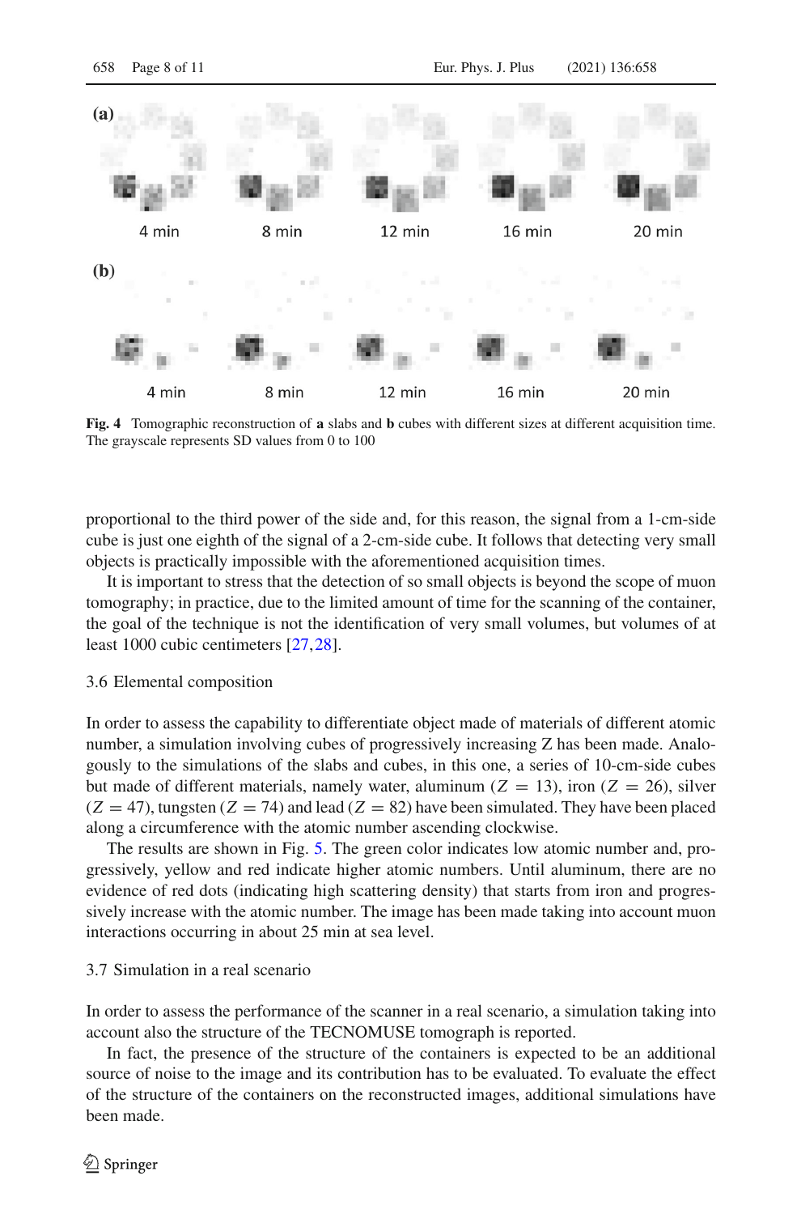(a)

4 min    8 min    12 min    16 min    20 min

(b)

4 min    8 min    12 min    16 min    20 min

**Fig. 4** Tomographic reconstruction of **a** slabs and **b** cubes with different sizes at different acquisition time. The grayscale represents SD values from 0 to 100

proportional to the third power of the side and, for this reason, the signal from a 1-cm-side cube is just one eighth of the signal of a 2-cm-side cube. It follows that detecting very small objects is practically impossible with the aforementioned acquisition times.

It is important to stress that the detection of so small objects is beyond the scope of muon tomography; in practice, due to the limited amount of time for the scanning of the container, the goal of the technique is not the identification of very small volumes, but volumes of at least 1000 cubic centimeters [27,28].

### 3.6 Elemental composition

In order to assess the capability to differentiate object made of materials of different atomic number, a simulation involving cubes of progressively increasing Z has been made. Analogously to the simulations of the slabs and cubes, in this one, a series of 10-cm-side cubes but made of different materials, namely water, aluminum ($Z = 13$), iron ($Z = 26$), silver ($Z = 47$), tungsten ($Z = 74$) and lead ($Z = 82$) have been simulated. They have been placed along a circumference with the atomic number ascending clockwise.

The results are shown in Fig. 5. The green color indicates low atomic number and, progressively, yellow and red indicate higher atomic numbers. Until aluminum, there are no evidence of red dots (indicating high scattering density) that starts from iron and progressively increase with the atomic number. The image has been made taking into account muon interactions occurring in about 25 min at sea level.

### 3.7 Simulation in a real scenario

In order to assess the performance of the scanner in a real scenario, a simulation taking into account also the structure of the TECNOMUSE tomograph is reported.

In fact, the presence of the structure of the containers is expected to be an additional source of noise to the image and its contribution has to be evaluated. To evaluate the effect of the structure of the containers on the reconstructed images, additional simulations have been made.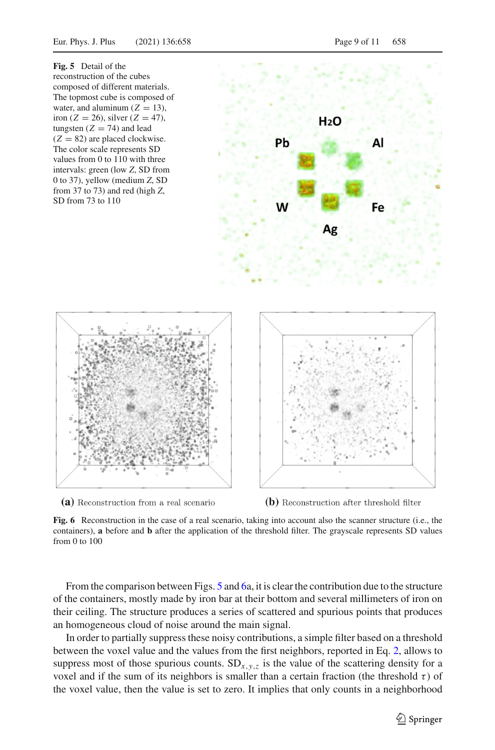**Fig. 5** Detail of the reconstruction of the cubes composed of different materials. The topmost cube is composed of water, and aluminum ($Z = 13$), iron ($Z = 26$), silver ($Z = 47$), tungsten ($Z = 74$) and lead ($Z = 82$) are placed clockwise. The color scale represents SD values from 0 to 110 with three intervals: green (low $Z$, SD from 0 to 37), yellow (medium $Z$, SD from 37 to 73) and red (high $Z$, SD from 73 to 110

**(a)** Reconstruction from a real scenario

**(b)** Reconstruction after threshold filter

**Fig. 6** Reconstruction in the case of a real scenario, taking into account also the scanner structure (i.e., the containers), **a** before and **b** after the application of the threshold filter. The grayscale represents SD values from 0 to 100

From the comparison between Figs. 5 and 6a, it is clear the contribution due to the structure of the containers, mostly made by iron bar at their bottom and several millimeters of iron on their ceiling. The structure produces a series of scattered and spurious points that produces an homogeneous cloud of noise around the main signal.

In order to partially suppress these noisy contributions, a simple filter based on a threshold between the voxel value and the values from the first neighbors, reported in Eq. 2, allows to suppress most of those spurious counts. $\mathrm{SD}_{x,y,z}$ is the value of the scattering density for a voxel and if the sum of its neighbors is smaller than a certain fraction (the threshold $\tau$) of the voxel value, then the value is set to zero. It implies that only counts in a neighborhood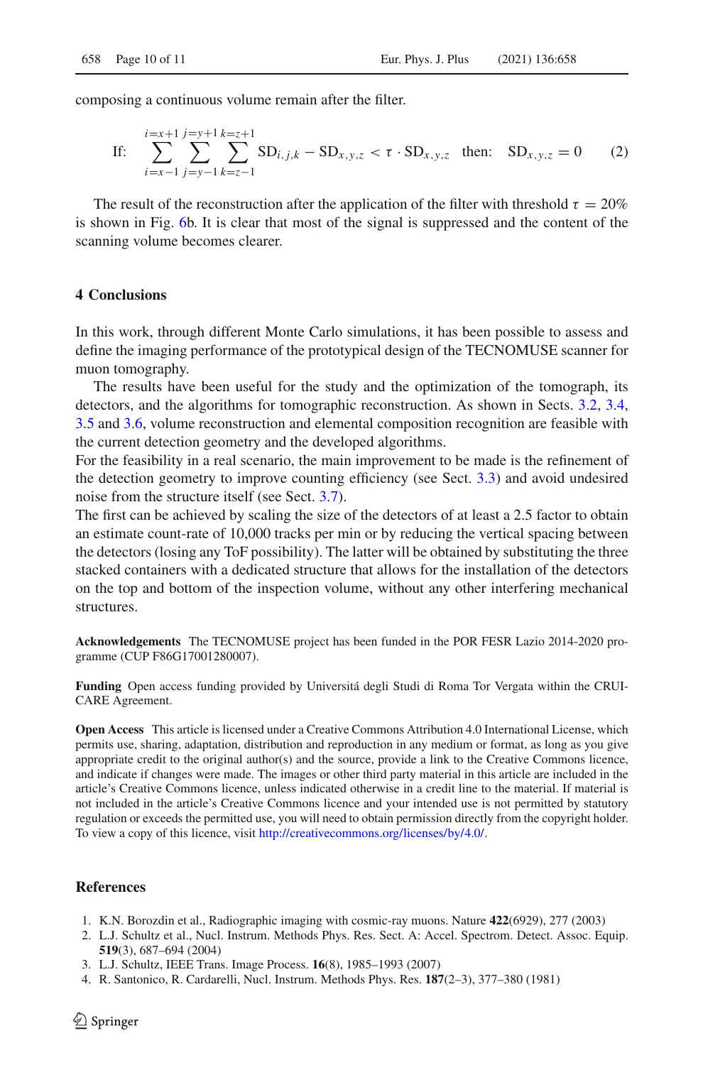composing a continuous volume remain after the filter.

$$\text{If:} \quad \sum_{i=x-1}^{i=x+1} \sum_{j=y-1}^{j=y+1} \sum_{k=z-1}^{k=z+1} \mathrm{SD}_{i,j,k} - \mathrm{SD}_{x,y,z} < \tau \cdot \mathrm{SD}_{x,y,z} \quad \text{then:} \quad \mathrm{SD}_{x,y,z} = 0 \tag{2}$$

The result of the reconstruction after the application of the filter with threshold $\tau = 20\%$ is shown in Fig. 6b. It is clear that most of the signal is suppressed and the content of the scanning volume becomes clearer.

## 4 Conclusions

In this work, through different Monte Carlo simulations, it has been possible to assess and define the imaging performance of the prototypical design of the TECNOMUSE scanner for muon tomography.

The results have been useful for the study and the optimization of the tomograph, its detectors, and the algorithms for tomographic reconstruction. As shown in Sects. 3.2, 3.4, 3.5 and 3.6, volume reconstruction and elemental composition recognition are feasible with the current detection geometry and the developed algorithms.

For the feasibility in a real scenario, the main improvement to be made is the refinement of the detection geometry to improve counting efficiency (see Sect. 3.3) and avoid undesired noise from the structure itself (see Sect. 3.7).

The first can be achieved by scaling the size of the detectors of at least a 2.5 factor to obtain an estimate count-rate of 10,000 tracks per min or by reducing the vertical spacing between the detectors (losing any ToF possibility). The latter will be obtained by substituting the three stacked containers with a dedicated structure that allows for the installation of the detectors on the top and bottom of the inspection volume, without any other interfering mechanical structures.

**Acknowledgements** The TECNOMUSE project has been funded in the POR FESR Lazio 2014-2020 programme (CUP F86G17001280007).

**Funding** Open access funding provided by Universitá degli Studi di Roma Tor Vergata within the CRUI-CARE Agreement.

**Open Access** This article is licensed under a Creative Commons Attribution 4.0 International License, which permits use, sharing, adaptation, distribution and reproduction in any medium or format, as long as you give appropriate credit to the original author(s) and the source, provide a link to the Creative Commons licence, and indicate if changes were made. The images or other third party material in this article are included in the article's Creative Commons licence, unless indicated otherwise in a credit line to the material. If material is not included in the article's Creative Commons licence and your intended use is not permitted by statutory regulation or exceeds the permitted use, you will need to obtain permission directly from the copyright holder. To view a copy of this licence, visit http://creativecommons.org/licenses/by/4.0/.

## References

1. K.N. Borozdin et al., Radiographic imaging with cosmic-ray muons. Nature **422**(6929), 277 (2003)
2. L.J. Schultz et al., Nucl. Instrum. Methods Phys. Res. Sect. A: Accel. Spectrom. Detect. Assoc. Equip. **519**(3), 687–694 (2004)
3. L.J. Schultz, IEEE Trans. Image Process. **16**(8), 1985–1993 (2007)
4. R. Santonico, R. Cardarelli, Nucl. Instrum. Methods Phys. Res. **187**(2–3), 377–380 (1981)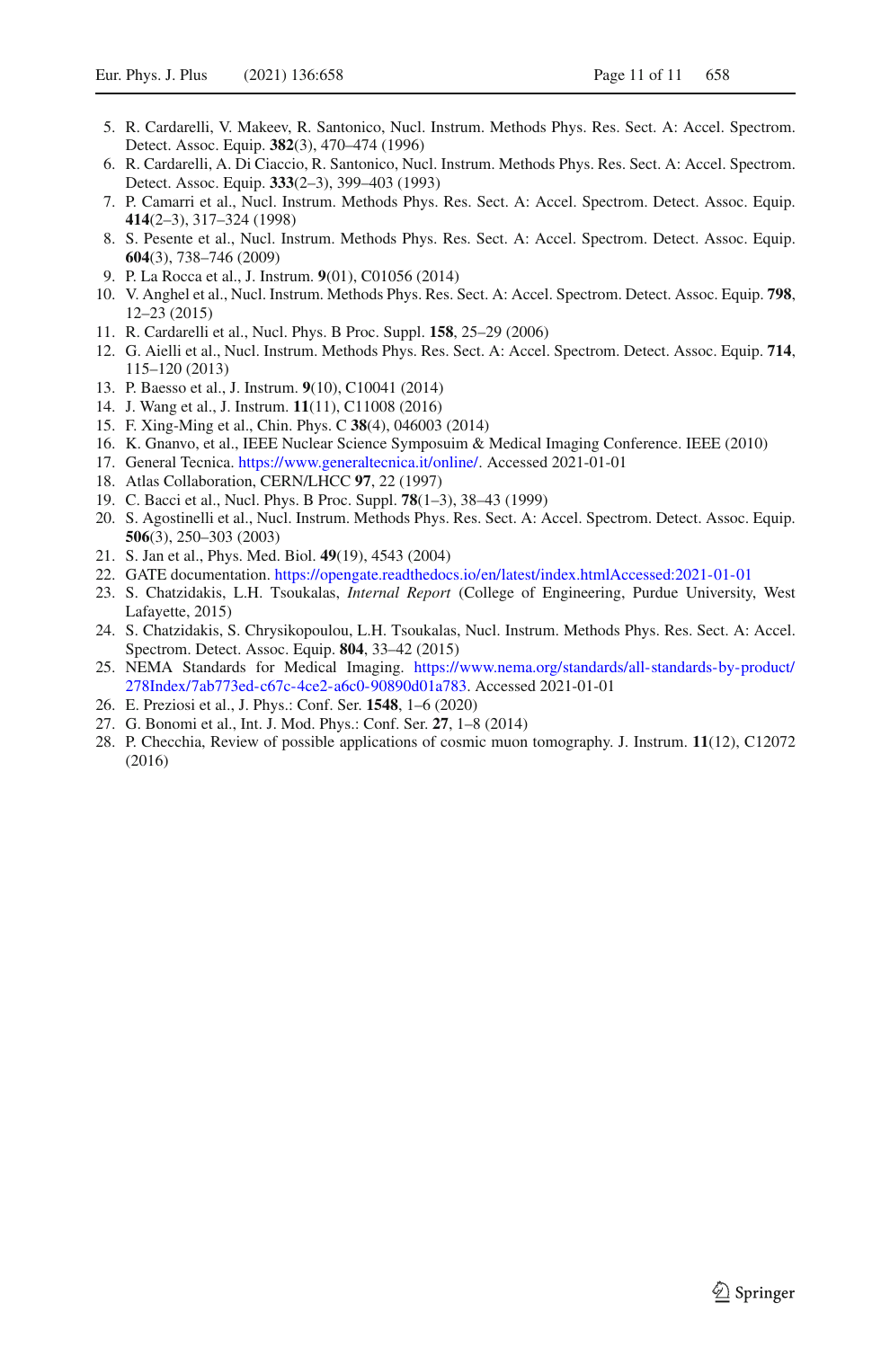5. R. Cardarelli, V. Makeev, R. Santonico, Nucl. Instrum. Methods Phys. Res. Sect. A: Accel. Spectrom. Detect. Assoc. Equip. **382**(3), 470–474 (1996)
6. R. Cardarelli, A. Di Ciaccio, R. Santonico, Nucl. Instrum. Methods Phys. Res. Sect. A: Accel. Spectrom. Detect. Assoc. Equip. **333**(2–3), 399–403 (1993)
7. P. Camarri et al., Nucl. Instrum. Methods Phys. Res. Sect. A: Accel. Spectrom. Detect. Assoc. Equip. **414**(2–3), 317–324 (1998)
8. S. Pesente et al., Nucl. Instrum. Methods Phys. Res. Sect. A: Accel. Spectrom. Detect. Assoc. Equip. **604**(3), 738–746 (2009)
9. P. La Rocca et al., J. Instrum. **9**(01), C01056 (2014)
10. V. Anghel et al., Nucl. Instrum. Methods Phys. Res. Sect. A: Accel. Spectrom. Detect. Assoc. Equip. **798**, 12–23 (2015)
11. R. Cardarelli et al., Nucl. Phys. B Proc. Suppl. **158**, 25–29 (2006)
12. G. Aielli et al., Nucl. Instrum. Methods Phys. Res. Sect. A: Accel. Spectrom. Detect. Assoc. Equip. **714**, 115–120 (2013)
13. P. Baesso et al., J. Instrum. **9**(10), C10041 (2014)
14. J. Wang et al., J. Instrum. **11**(11), C11008 (2016)
15. F. Xing-Ming et al., Chin. Phys. C **38**(4), 046003 (2014)
16. K. Gnanvo, et al., IEEE Nuclear Science Symposuim & Medical Imaging Conference. IEEE (2010)
17. General Tecnica. https://www.generaltecnica.it/online/. Accessed 2021-01-01
18. Atlas Collaboration, CERN/LHCC **97**, 22 (1997)
19. C. Bacci et al., Nucl. Phys. B Proc. Suppl. **78**(1–3), 38–43 (1999)
20. S. Agostinelli et al., Nucl. Instrum. Methods Phys. Res. Sect. A: Accel. Spectrom. Detect. Assoc. Equip. **506**(3), 250–303 (2003)
21. S. Jan et al., Phys. Med. Biol. **49**(19), 4543 (2004)
22. GATE documentation. https://opengate.readthedocs.io/en/latest/index.htmlAccessed:2021-01-01
23. S. Chatzidakis, L.H. Tsoukalas, *Internal Report* (College of Engineering, Purdue University, West Lafayette, 2015)
24. S. Chatzidakis, S. Chrysikopoulou, L.H. Tsoukalas, Nucl. Instrum. Methods Phys. Res. Sect. A: Accel. Spectrom. Detect. Assoc. Equip. **804**, 33–42 (2015)
25. NEMA Standards for Medical Imaging. https://www.nema.org/standards/all-standards-by-product/278Index/7ab773ed-c67c-4ce2-a6c0-90890d01a783. Accessed 2021-01-01
26. E. Preziosi et al., J. Phys.: Conf. Ser. **1548**, 1–6 (2020)
27. G. Bonomi et al., Int. J. Mod. Phys.: Conf. Ser. **27**, 1–8 (2014)
28. P. Checchia, Review of possible applications of cosmic muon tomography. J. Instrum. **11**(12), C12072 (2016)